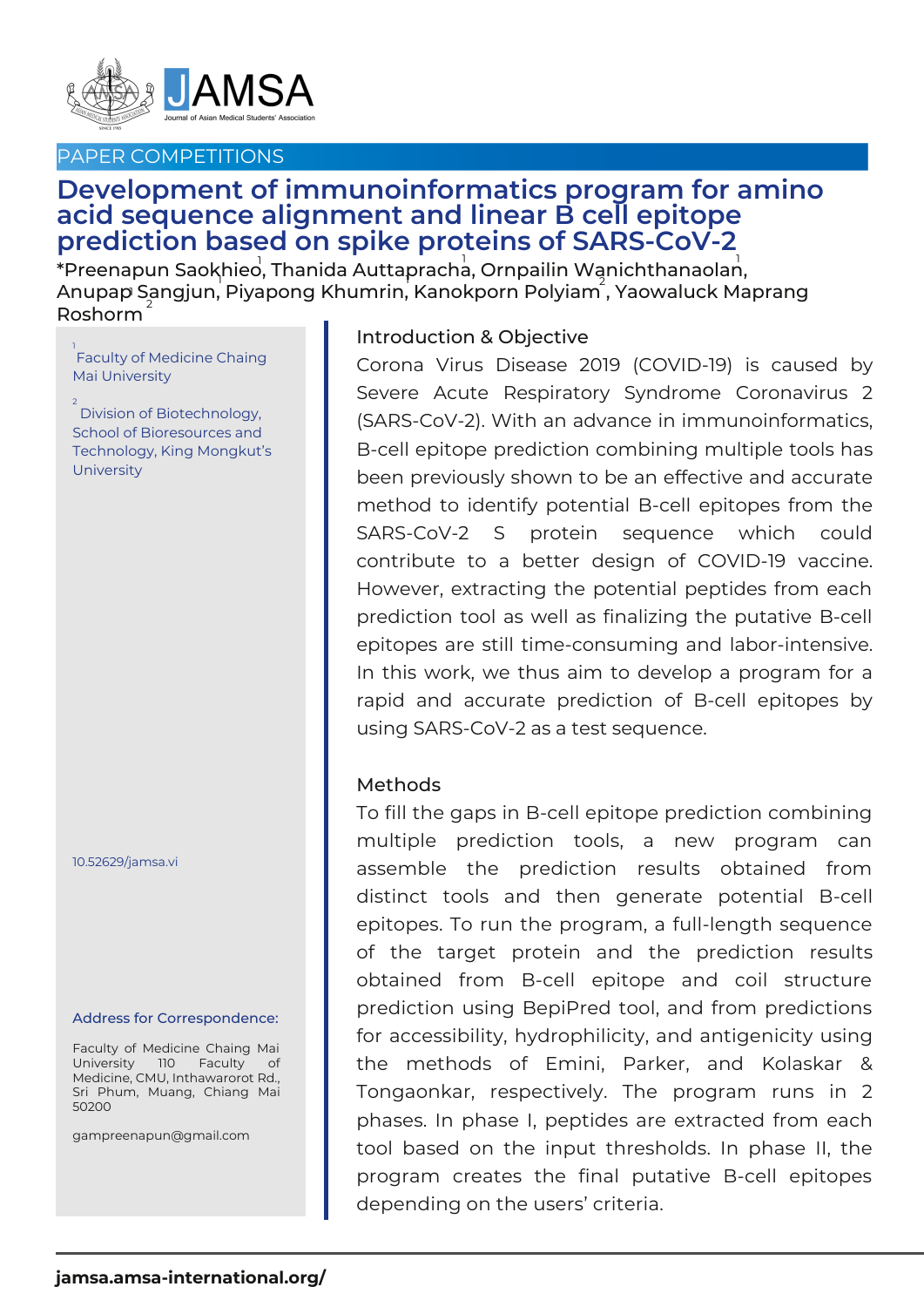PAPER COMPETITIONS

# Development of immunoinformatics program for amino acid sequence alignment and linear B cell epitope prediction based on spike proteins of SARS-CoV-2

*Preenapun Saokhieo[1], Thanida Auttapracha[1], Ornpailin Wanichthanaolan[1], Anupap Sangjun[1], Piyapong Khumrin, Kanokporn Polyiam[2], Yaowaluck Maprang Roshorm[2]

[1] Faculty of Medicine Chaing Mai University

[2] Division of Biotechnology, School of Bioresources and Technology, King Mongkut's University

10.52629/jamsa.vi

**Address for Correspondence:**

Faculty of Medicine Chaing Mai University 110 Faculty of Medicine, CMU, Inthawarorot Rd., Sri Phum, Muang, Chiang Mai 50200

gampreenapun@gmail.com

## Introduction & Objective

Corona Virus Disease 2019 (COVID-19) is caused by Severe Acute Respiratory Syndrome Coronavirus 2 (SARS-CoV-2). With an advance in immunoinformatics, B-cell epitope prediction combining multiple tools has been previously shown to be an effective and accurate method to identify potential B-cell epitopes from the SARS-CoV-2 S protein sequence which could contribute to a better design of COVID-19 vaccine. However, extracting the potential peptides from each prediction tool as well as finalizing the putative B-cell epitopes are still time-consuming and labor-intensive. In this work, we thus aim to develop a program for a rapid and accurate prediction of B-cell epitopes by using SARS-CoV-2 as a test sequence.

## Methods

To fill the gaps in B-cell epitope prediction combining multiple prediction tools, a new program can assemble the prediction results obtained from distinct tools and then generate potential B-cell epitopes. To run the program, a full-length sequence of the target protein and the prediction results obtained from B-cell epitope and coil structure prediction using BepiPred tool, and from predictions for accessibility, hydrophilicity, and antigenicity using the methods of Emini, Parker, and Kolaskar & Tongaonkar, respectively. The program runs in 2 phases. In phase I, peptides are extracted from each tool based on the input thresholds. In phase II, the program creates the final putative B-cell epitopes depending on the users' criteria.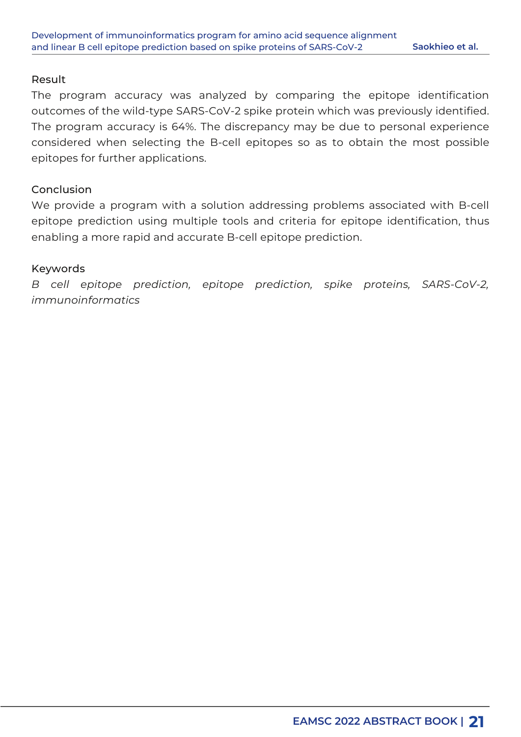## Result

The program accuracy was analyzed by comparing the epitope identification outcomes of the wild-type SARS-CoV-2 spike protein which was previously identified. The program accuracy is 64%. The discrepancy may be due to personal experience considered when selecting the B-cell epitopes so as to obtain the most possible epitopes for further applications.

## Conclusion

We provide a program with a solution addressing problems associated with B-cell epitope prediction using multiple tools and criteria for epitope identification, thus enabling a more rapid and accurate B-cell epitope prediction.

## Keywords

*B cell epitope prediction, epitope prediction, spike proteins, SARS-CoV-2, immunoinformatics*